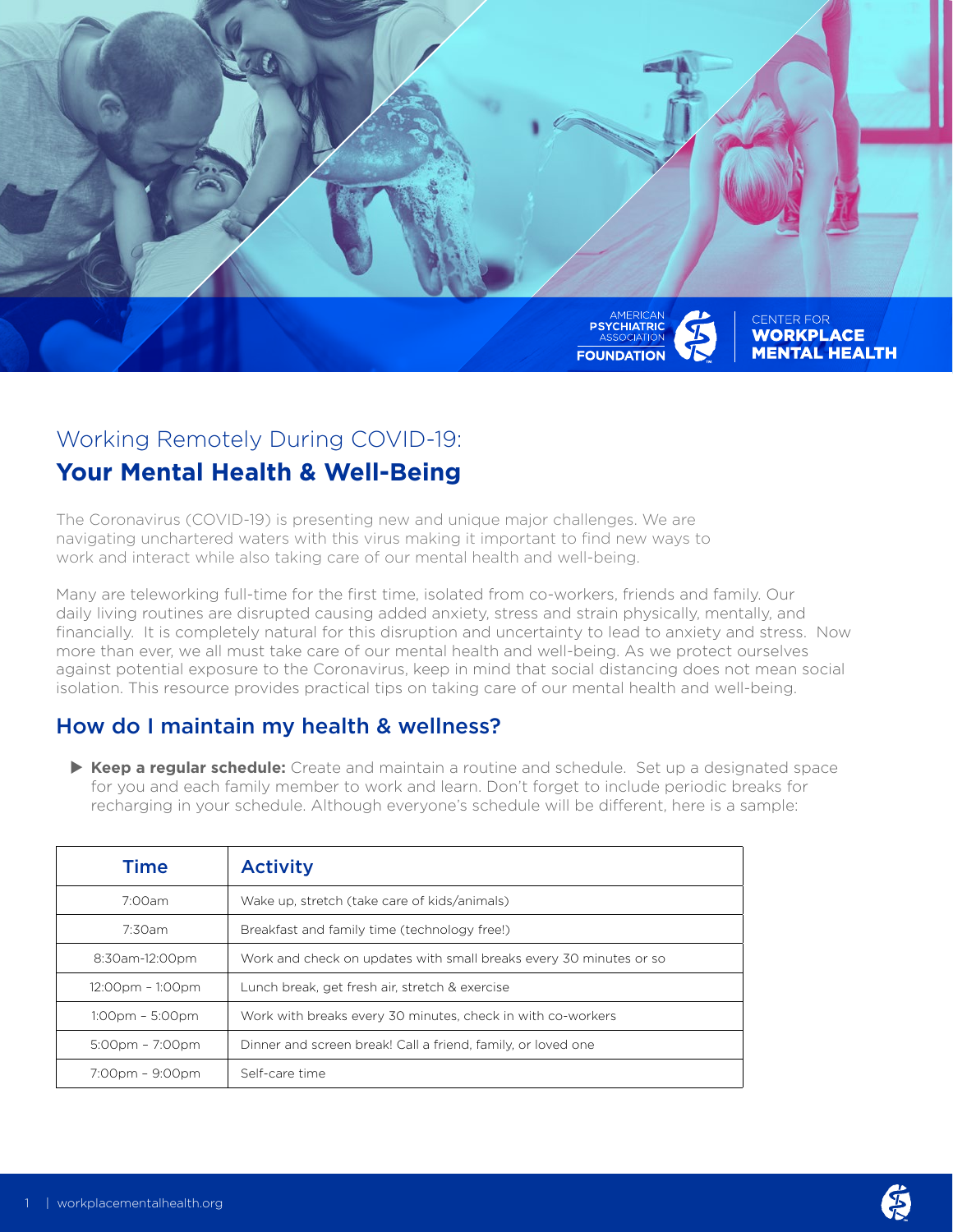AMERICAN PSYCHIATRIC ASSOCIATION FOUNDATION | CENTER FOR WORKPLACE MENTAL HEALTH

# Working Remotely During COVID-19:

## Your Mental Health & Well-Being

The Coronavirus (COVID-19) is presenting new and unique major challenges. We are navigating unchartered waters with this virus making it important to find new ways to work and interact while also taking care of our mental health and well-being.

Many are teleworking full-time for the first time, isolated from co-workers, friends and family. Our daily living routines are disrupted causing added anxiety, stress and strain physically, mentally, and financially. It is completely natural for this disruption and uncertainty to lead to anxiety and stress. Now more than ever, we all must take care of our mental health and well-being. As we protect ourselves against potential exposure to the Coronavirus, keep in mind that social distancing does not mean social isolation. This resource provides practical tips on taking care of our mental health and well-being.

## How do I maintain my health & wellness?

- **Keep a regular schedule:** Create and maintain a routine and schedule. Set up a designated space for you and each family member to work and learn. Don't forget to include periodic breaks for recharging in your schedule. Although everyone's schedule will be different, here is a sample:

| Time | Activity |
|---|---|
| 7:00am | Wake up, stretch (take care of kids/animals) |
| 7:30am | Breakfast and family time (technology free!) |
| 8:30am-12:00pm | Work and check on updates with small breaks every 30 minutes or so |
| 12:00pm – 1:00pm | Lunch break, get fresh air, stretch & exercise |
| 1:00pm – 5:00pm | Work with breaks every 30 minutes, check in with co-workers |
| 5:00pm – 7:00pm | Dinner and screen break! Call a friend, family, or loved one |
| 7:00pm – 9:00pm | Self-care time |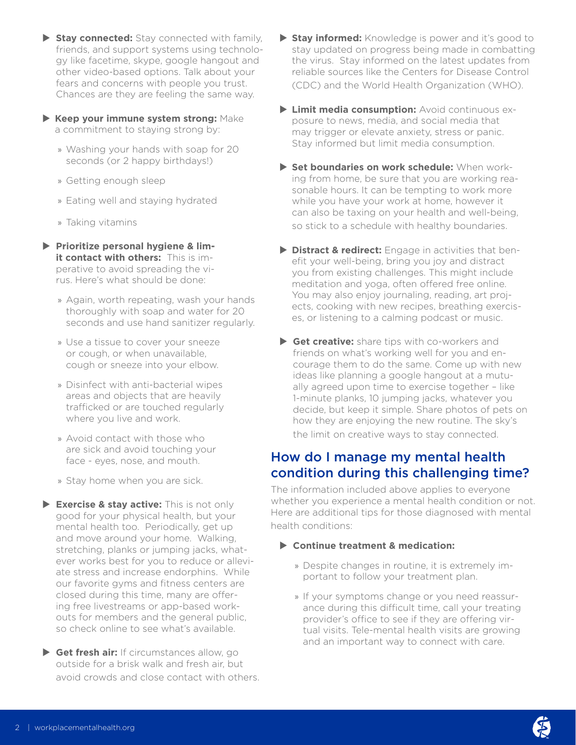- **Stay connected:** Stay connected with family, friends, and support systems using technology like facetime, skype, google hangout and other video-based options. Talk about your fears and concerns with people you trust. Chances are they are feeling the same way.

- **Keep your immune system strong:** Make a commitment to staying strong by:
  - Washing your hands with soap for 20 seconds (or 2 happy birthdays!)
  - Getting enough sleep
  - Eating well and staying hydrated
  - Taking vitamins

- **Prioritize personal hygiene & limit contact with others:** This is imperative to avoid spreading the virus. Here's what should be done:
  - Again, worth repeating, wash your hands thoroughly with soap and water for 20 seconds and use hand sanitizer regularly.
  - Use a tissue to cover your sneeze or cough, or when unavailable, cough or sneeze into your elbow.
  - Disinfect with anti-bacterial wipes areas and objects that are heavily trafficked or are touched regularly where you live and work.
  - Avoid contact with those who are sick and avoid touching your face - eyes, nose, and mouth.
  - Stay home when you are sick.

- **Exercise & stay active:** This is not only good for your physical health, but your mental health too. Periodically, get up and move around your home. Walking, stretching, planks or jumping jacks, whatever works best for you to reduce or alleviate stress and increase endorphins. While our favorite gyms and fitness centers are closed during this time, many are offering free livestreams or app-based workouts for members and the general public, so check online to see what's available.

- **Get fresh air:** If circumstances allow, go outside for a brisk walk and fresh air, but avoid crowds and close contact with others.

- **Stay informed:** Knowledge is power and it's good to stay updated on progress being made in combatting the virus. Stay informed on the latest updates from reliable sources like the Centers for Disease Control (CDC) and the World Health Organization (WHO).

- **Limit media consumption:** Avoid continuous exposure to news, media, and social media that may trigger or elevate anxiety, stress or panic. Stay informed but limit media consumption.

- **Set boundaries on work schedule:** When working from home, be sure that you are working reasonable hours. It can be tempting to work more while you have your work at home, however it can also be taxing on your health and well-being, so stick to a schedule with healthy boundaries.

- **Distract & redirect:** Engage in activities that benefit your well-being, bring you joy and distract you from existing challenges. This might include meditation and yoga, often offered free online. You may also enjoy journaling, reading, art projects, cooking with new recipes, breathing exercises, or listening to a calming podcast or music.

- **Get creative:** share tips with co-workers and friends on what's working well for you and encourage them to do the same. Come up with new ideas like planning a google hangout at a mutually agreed upon time to exercise together – like 1-minute planks, 10 jumping jacks, whatever you decide, but keep it simple. Share photos of pets on how they are enjoying the new routine. The sky's the limit on creative ways to stay connected.

## How do I manage my mental health condition during this challenging time?

The information included above applies to everyone whether you experience a mental health condition or not. Here are additional tips for those diagnosed with mental health conditions:

- **Continue treatment & medication:**
  - Despite changes in routine, it is extremely important to follow your treatment plan.
  - If your symptoms change or you need reassurance during this difficult time, call your treating provider's office to see if they are offering virtual visits. Tele-mental health visits are growing and an important way to connect with care.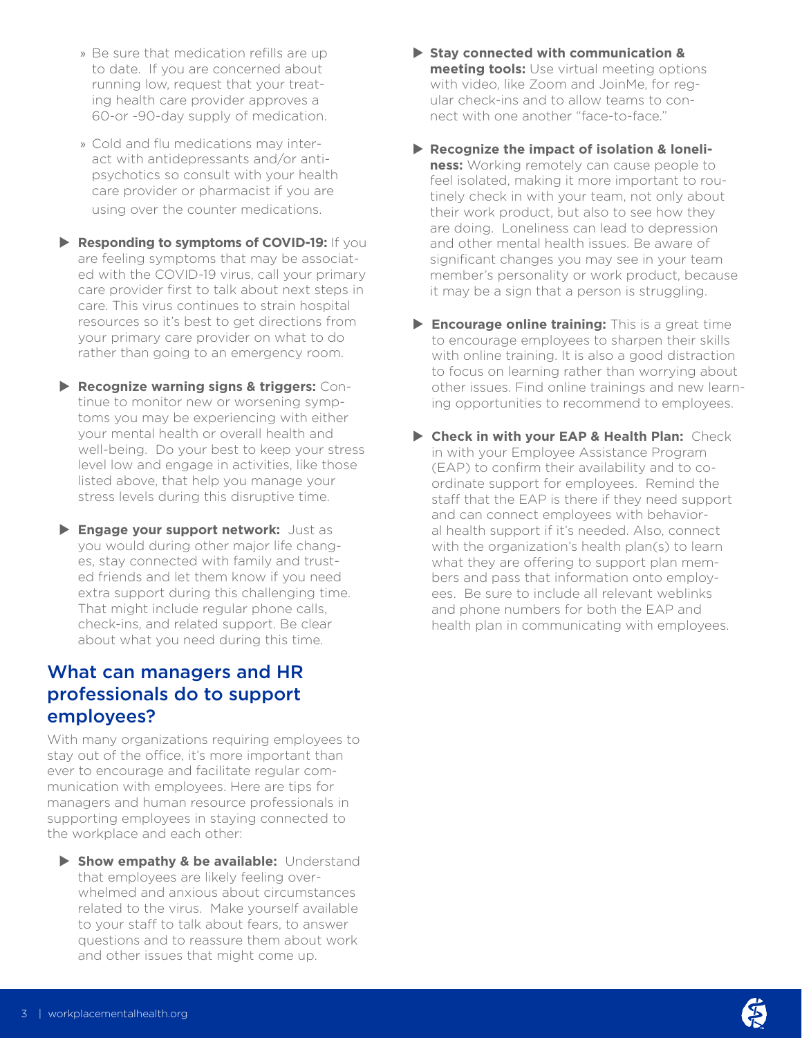- Be sure that medication refills are up to date. If you are concerned about running low, request that your treating health care provider approves a 60-or -90-day supply of medication.
- Cold and flu medications may interact with antidepressants and/or antipsychotics so consult with your health care provider or pharmacist if you are using over the counter medications.

- **Responding to symptoms of COVID-19:** If you are feeling symptoms that may be associated with the COVID-19 virus, call your primary care provider first to talk about next steps in care. This virus continues to strain hospital resources so it's best to get directions from your primary care provider on what to do rather than going to an emergency room.
- **Recognize warning signs & triggers:** Continue to monitor new or worsening symptoms you may be experiencing with either your mental health or overall health and well-being. Do your best to keep your stress level low and engage in activities, like those listed above, that help you manage your stress levels during this disruptive time.
- **Engage your support network:** Just as you would during other major life changes, stay connected with family and trusted friends and let them know if you need extra support during this challenging time. That might include regular phone calls, check-ins, and related support. Be clear about what you need during this time.

## What can managers and HR professionals do to support employees?

With many organizations requiring employees to stay out of the office, it's more important than ever to encourage and facilitate regular communication with employees. Here are tips for managers and human resource professionals in supporting employees in staying connected to the workplace and each other:

- **Show empathy & be available:** Understand that employees are likely feeling overwhelmed and anxious about circumstances related to the virus. Make yourself available to your staff to talk about fears, to answer questions and to reassure them about work and other issues that might come up.
- **Stay connected with communication & meeting tools:** Use virtual meeting options with video, like Zoom and JoinMe, for regular check-ins and to allow teams to connect with one another "face-to-face."
- **Recognize the impact of isolation & loneliness:** Working remotely can cause people to feel isolated, making it more important to routinely check in with your team, not only about their work product, but also to see how they are doing. Loneliness can lead to depression and other mental health issues. Be aware of significant changes you may see in your team member's personality or work product, because it may be a sign that a person is struggling.
- **Encourage online training:** This is a great time to encourage employees to sharpen their skills with online training. It is also a good distraction to focus on learning rather than worrying about other issues. Find online trainings and new learning opportunities to recommend to employees.
- **Check in with your EAP & Health Plan:** Check in with your Employee Assistance Program (EAP) to confirm their availability and to coordinate support for employees. Remind the staff that the EAP is there if they need support and can connect employees with behavioral health support if it's needed. Also, connect with the organization's health plan(s) to learn what they are offering to support plan members and pass that information onto employees. Be sure to include all relevant weblinks and phone numbers for both the EAP and health plan in communicating with employees.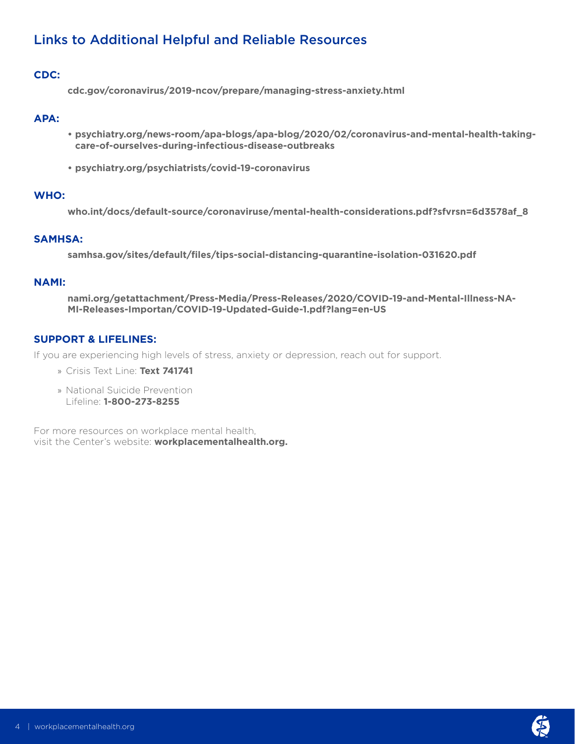## Links to Additional Helpful and Reliable Resources

**CDC:**

**cdc.gov/coronavirus/2019-ncov/prepare/managing-stress-anxiety.html**

**APA:**

- **psychiatry.org/news-room/apa-blogs/apa-blog/2020/02/coronavirus-and-mental-health-taking-care-of-ourselves-during-infectious-disease-outbreaks**
- **psychiatry.org/psychiatrists/covid-19-coronavirus**

**WHO:**

**who.int/docs/default-source/coronaviruse/mental-health-considerations.pdf?sfvrsn=6d3578af_8**

**SAMHSA:**

**samhsa.gov/sites/default/files/tips-social-distancing-quarantine-isolation-031620.pdf**

**NAMI:**

**nami.org/getattachment/Press-Media/Press-Releases/2020/COVID-19-and-Mental-Illness-NAMI-Releases-Importan/COVID-19-Updated-Guide-1.pdf?lang=en-US**

**SUPPORT & LIFELINES:**

If you are experiencing high levels of stress, anxiety or depression, reach out for support.

» Crisis Text Line: **Text 741741**

» National Suicide Prevention Lifeline: **1-800-273-8255**

For more resources on workplace mental health, visit the Center's website: **workplacementalhealth.org.**